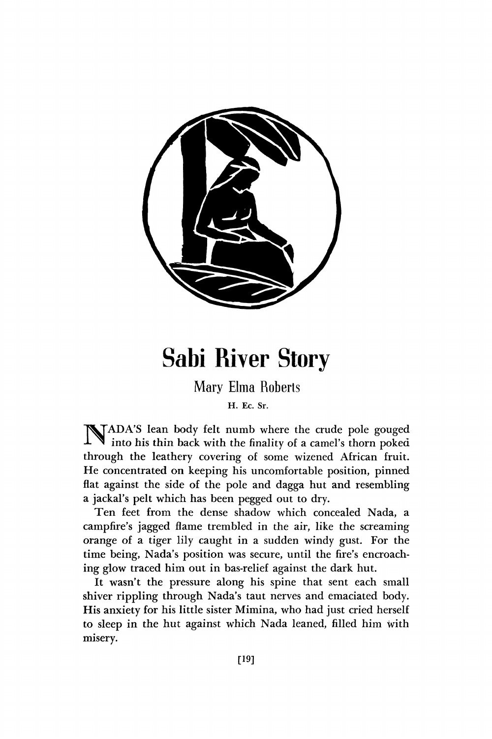# Sabi River Story

Mary Elma Roberts

H. Ec. Sr.

NADA'S lean body felt numb where the crude pole gouged into his thin back with the finality of a camel's thorn poked through the leathery covering of some wizened African fruit. He concentrated on keeping his uncomfortable position, pinned flat against the side of the pole and dagga hut and resembling a jackal's pelt which has been pegged out to dry.

Ten feet from the dense shadow which concealed Nada, a campfire's jagged flame trembled in the air, like the screaming orange of a tiger lily caught in a sudden windy gust. For the time being, Nada's position was secure, until the fire's encroaching glow traced him out in bas-relief against the dark hut.

It wasn't the pressure along his spine that sent each small shiver rippling through Nada's taut nerves and emaciated body. His anxiety for his little sister Mimina, who had just cried herself to sleep in the hut against which Nada leaned, filled him with misery.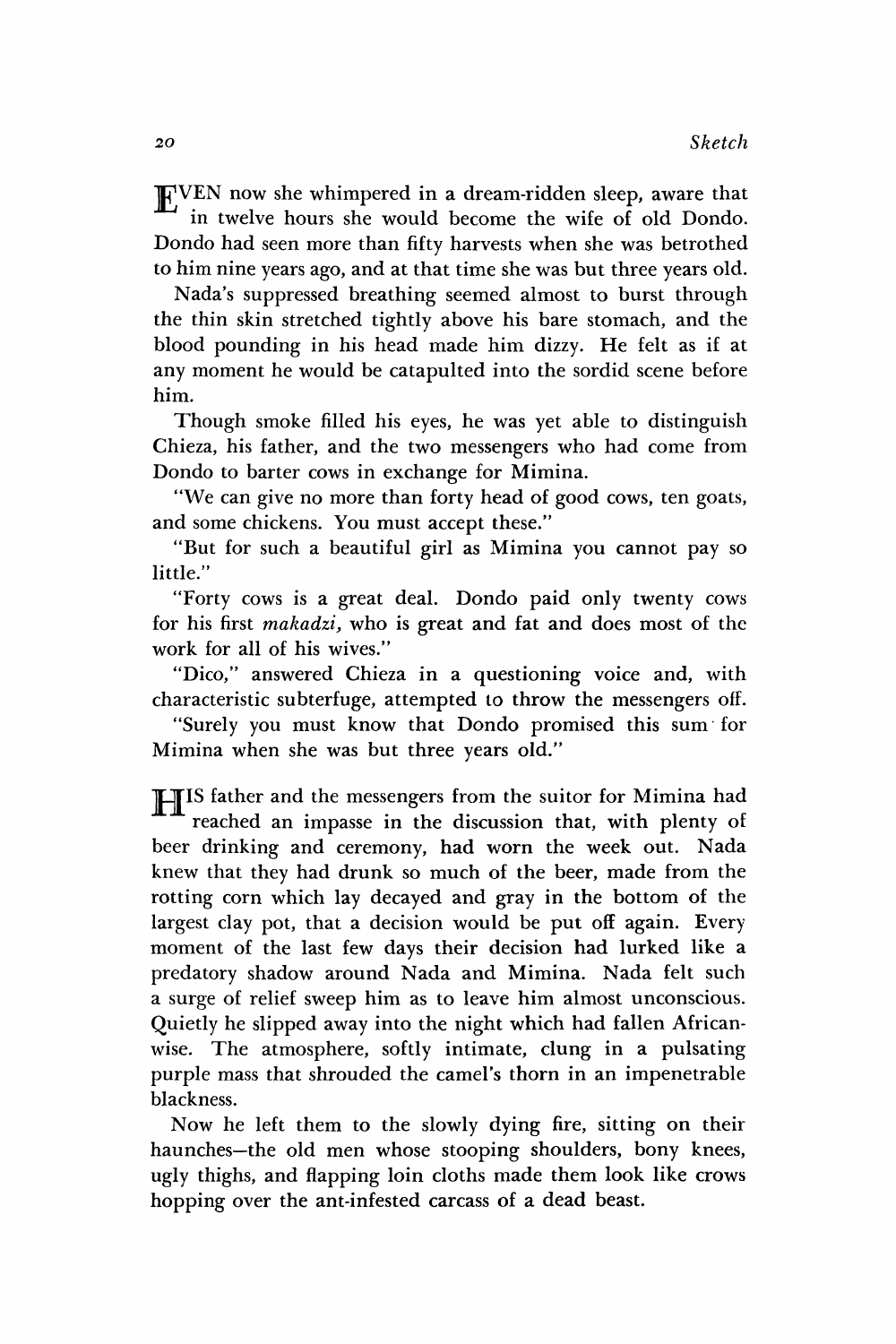EVEN now she whimpered in a dream-ridden sleep, aware that in twelve hours she would become the wife of old Dondo. Dondo had seen more than fifty harvests when she was betrothed to him nine years ago, and at that time she was but three years old.

Nada's suppressed breathing seemed almost to burst through the thin skin stretched tightly above his bare stomach, and the blood pounding in his head made him dizzy. He felt as if at any moment he would be catapulted into the sordid scene before him.

Though smoke filled his eyes, he was yet able to distinguish Chieza, his father, and the two messengers who had come from Dondo to barter cows in exchange for Mimina.

"We can give no more than forty head of good cows, ten goats, and some chickens. You must accept these."

"But for such a beautiful girl as Mimina you cannot pay so little."

"Forty cows is a great deal. Dondo paid only twenty cows for his first *makadzi,* who is great and fat and does most of the work for all of his wives."

"Dico," answered Chieza in a questioning voice and, with characteristic subterfuge, attempted to throw the messengers off.

"Surely you must know that Dondo promised this sum for Mimina when she was but three years old."

HIS father and the messengers from the suitor for Mimina had reached an impasse in the discussion that, with plenty of beer drinking and ceremony, had worn the week out. Nada knew that they had drunk so much of the beer, made from the rotting corn which lay decayed and gray in the bottom of the largest clay pot, that a decision would be put off again. Every moment of the last few days their decision had lurked like a predatory shadow around Nada and Mimina. Nada felt such a surge of relief sweep him as to leave him almost unconscious. Quietly he slipped away into the night which had fallen African-wise. The atmosphere, softly intimate, clung in a pulsating purple mass that shrouded the camel's thorn in an impenetrable blackness.

Now he left them to the slowly dying fire, sitting on their haunches—the old men whose stooping shoulders, bony knees, ugly thighs, and flapping loin cloths made them look like crows hopping over the ant-infested carcass of a dead beast.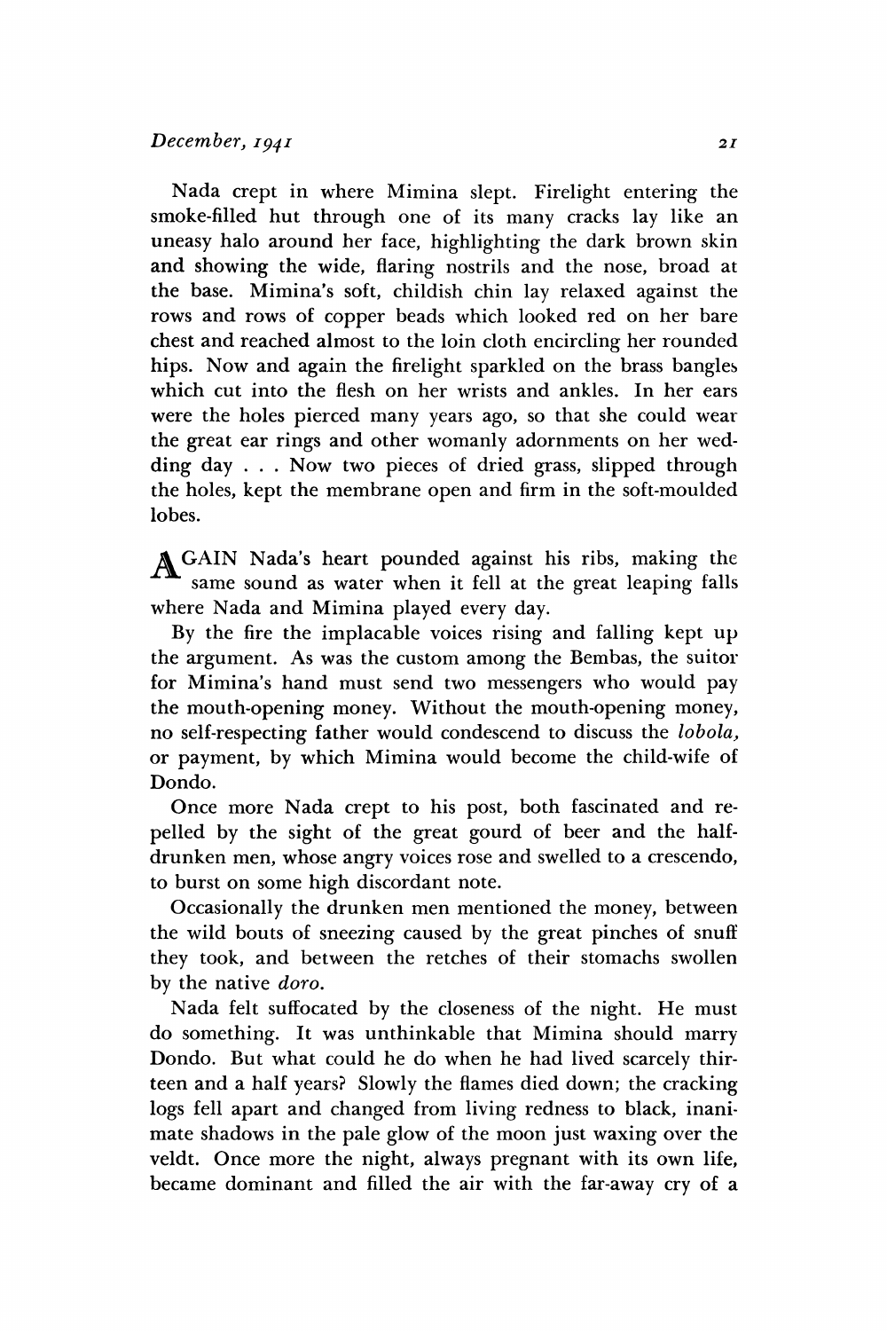Nada crept in where Mimina slept. Firelight entering the smoke-filled hut through one of its many cracks lay like an uneasy halo around her face, highlighting the dark brown skin and showing the wide, flaring nostrils and the nose, broad at the base. Mimina's soft, childish chin lay relaxed against the rows and rows of copper beads which looked red on her bare chest and reached almost to the loin cloth encircling her rounded hips. Now and again the firelight sparkled on the brass bangles which cut into the flesh on her wrists and ankles. In her ears were the holes pierced many years ago, so that she could wear the great ear rings and other womanly adornments on her wedding day . . . Now two pieces of dried grass, slipped through the holes, kept the membrane open and firm in the soft-moulded lobes.

AGAIN Nada's heart pounded against his ribs, making the same sound as water when it fell at the great leaping falls where Nada and Mimina played every day.

By the fire the implacable voices rising and falling kept up the argument. As was the custom among the Bembas, the suitor for Mimina's hand must send two messengers who would pay the mouth-opening money. Without the mouth-opening money, no self-respecting father would condescend to discuss the *lobola,* or payment, by which Mimina would become the child-wife of Dondo.

Once more Nada crept to his post, both fascinated and repelled by the sight of the great gourd of beer and the half-drunken men, whose angry voices rose and swelled to a crescendo, to burst on some high discordant note.

Occasionally the drunken men mentioned the money, between the wild bouts of sneezing caused by the great pinches of snuff they took, and between the retches of their stomachs swollen by the native *doro.*

Nada felt suffocated by the closeness of the night. He must do something. It was unthinkable that Mimina should marry Dondo. But what could he do when he had lived scarcely thirteen and a half years? Slowly the flames died down; the cracking logs fell apart and changed from living redness to black, inanimate shadows in the pale glow of the moon just waxing over the veldt. Once more the night, always pregnant with its own life, became dominant and filled the air with the far-away cry of a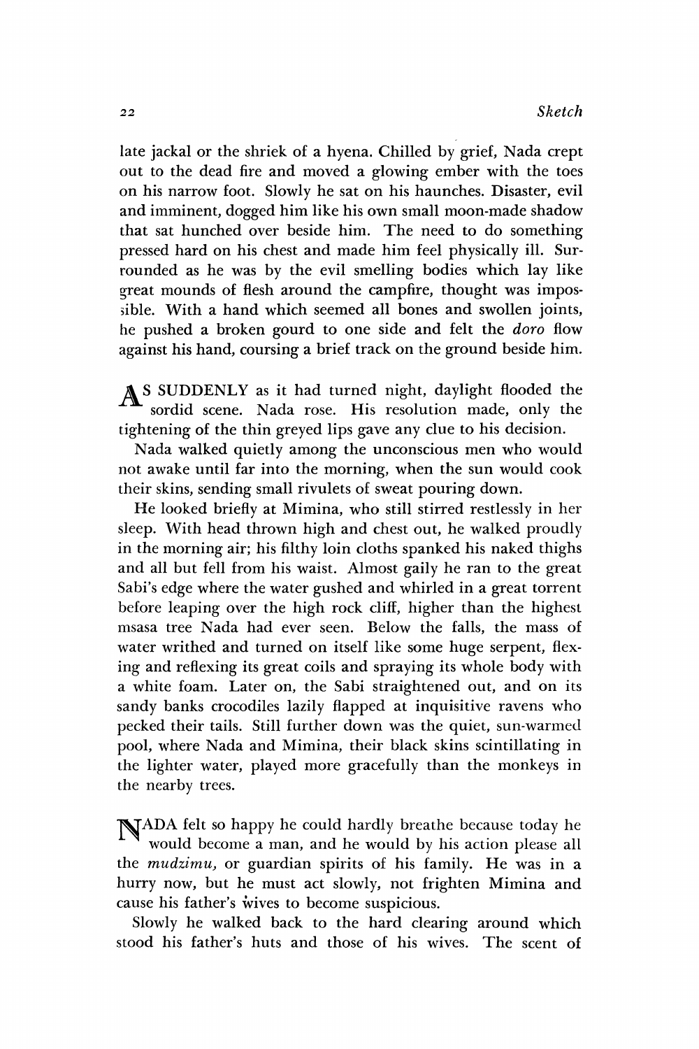late jackal or the shriek of a hyena. Chilled by grief, Nada crept out to the dead fire and moved a glowing ember with the toes on his narrow foot. Slowly he sat on his haunches. Disaster, evil and imminent, dogged him like his own small moon-made shadow that sat hunched over beside him. The need to do something pressed hard on his chest and made him feel physically ill. Surrounded as he was by the evil smelling bodies which lay like great mounds of flesh around the campfire, thought was impossible. With a hand which seemed all bones and swollen joints, he pushed a broken gourd to one side and felt the *doro* flow against his hand, coursing a brief track on the ground beside him.

AS SUDDENLY as it had turned night, daylight flooded the sordid scene. Nada rose. His resolution made, only the tightening of the thin greyed lips gave any clue to his decision.

Nada walked quietly among the unconscious men who would not awake until far into the morning, when the sun would cook their skins, sending small rivulets of sweat pouring down.

He looked briefly at Mimina, who still stirred restlessly in her sleep. With head thrown high and chest out, he walked proudly in the morning air; his filthy loin cloths spanked his naked thighs and all but fell from his waist. Almost gaily he ran to the great Sabi's edge where the water gushed and whirled in a great torrent before leaping over the high rock cliff, higher than the highest msasa tree Nada had ever seen. Below the falls, the mass of water writhed and turned on itself like some huge serpent, flexing and reflexing its great coils and spraying its whole body with a white foam. Later on, the Sabi straightened out, and on its sandy banks crocodiles lazily flapped at inquisitive ravens who pecked their tails. Still further down was the quiet, sun-warmed pool, where Nada and Mimina, their black skins scintillating in the lighter water, played more gracefully than the monkeys in the nearby trees.

NADA felt so happy he could hardly breathe because today he would become a man, and he would by his action please all the *mudzimu*, or guardian spirits of his family. He was in a hurry now, but he must act slowly, not frighten Mimina and cause his father's wives to become suspicious.

Slowly he walked back to the hard clearing around which stood his father's huts and those of his wives. The scent of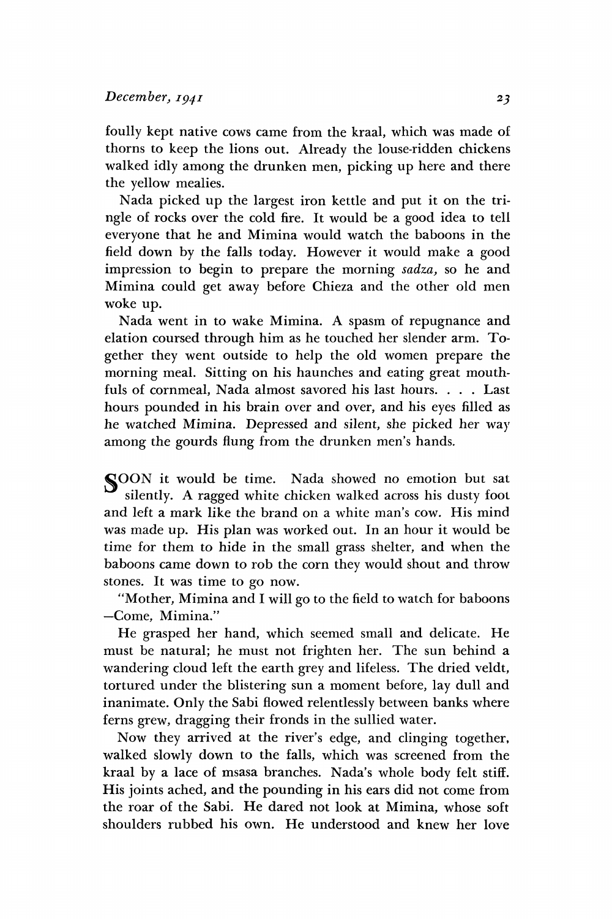foully kept native cows came from the kraal, which was made of thorns to keep the lions out. Already the louse-ridden chickens walked idly among the drunken men, picking up here and there the yellow mealies.

Nada picked up the largest iron kettle and put it on the tringle of rocks over the cold fire. It would be a good idea to tell everyone that he and Mimina would watch the baboons in the field down by the falls today. However it would make a good impression to begin to prepare the morning *sadza,* so he and Mimina could get away before Chieza and the other old men woke up.

Nada went in to wake Mimina. A spasm of repugnance and elation coursed through him as he touched her slender arm. Together they went outside to help the old women prepare the morning meal. Sitting on his haunches and eating great mouthfuls of cornmeal, Nada almost savored his last hours. . . . Last hours pounded in his brain over and over, and his eyes filled as he watched Mimina. Depressed and silent, she picked her way among the gourds flung from the drunken men's hands.

SOON it would be time. Nada showed no emotion but sat silently. A ragged white chicken walked across his dusty foot and left a mark like the brand on a white man's cow. His mind was made up. His plan was worked out. In an hour it would be time for them to hide in the small grass shelter, and when the baboons came down to rob the corn they would shout and throw stones. It was time to go now.

"Mother, Mimina and I will go to the field to watch for baboons —Come, Mimina."

He grasped her hand, which seemed small and delicate. He must be natural; he must not frighten her. The sun behind a wandering cloud left the earth grey and lifeless. The dried veldt, tortured under the blistering sun a moment before, lay dull and inanimate. Only the Sabi flowed relentlessly between banks where ferns grew, dragging their fronds in the sullied water.

Now they arrived at the river's edge, and clinging together, walked slowly down to the falls, which was screened from the kraal by a lace of msasa branches. Nada's whole body felt stiff. His joints ached, and the pounding in his ears did not come from the roar of the Sabi. He dared not look at Mimina, whose soft shoulders rubbed his own. He understood and knew her love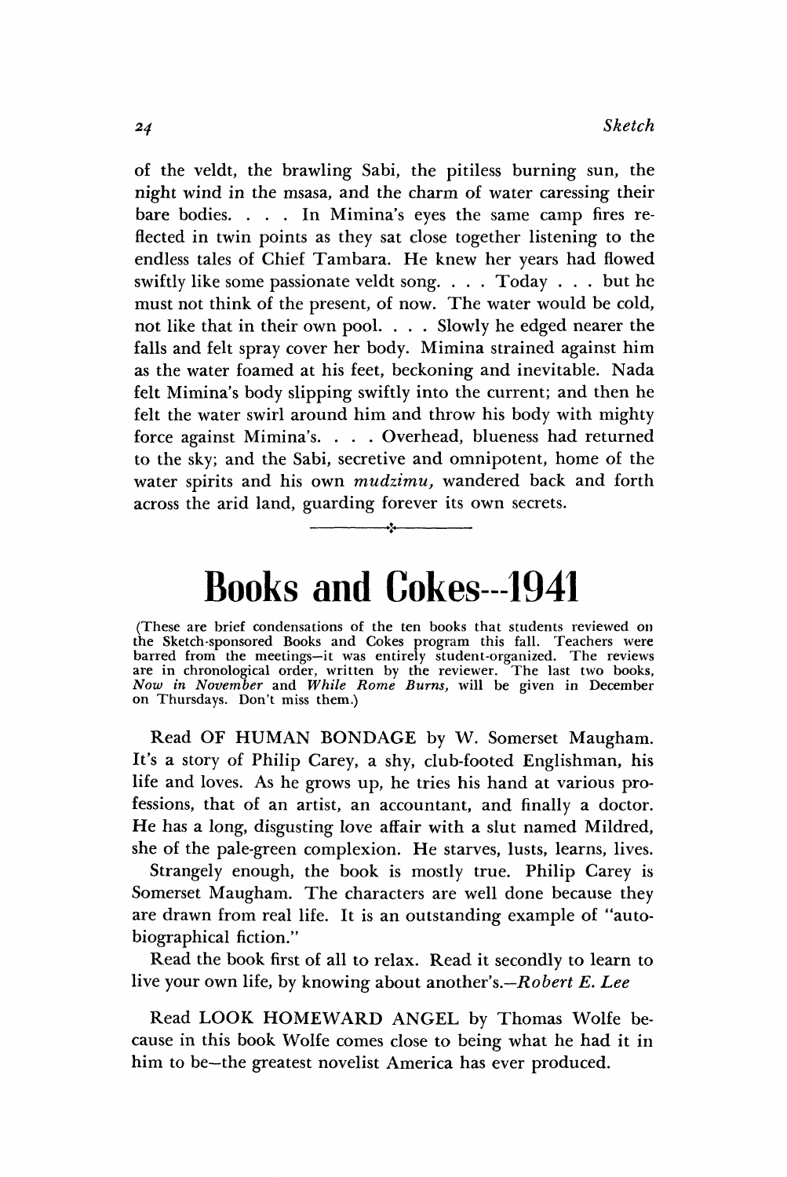of the veldt, the brawling Sabi, the pitiless burning sun, the night wind in the msasa, and the charm of water caressing their bare bodies. . . . In Mimina's eyes the same camp fires reflected in twin points as they sat close together listening to the endless tales of Chief Tambara. He knew her years had flowed swiftly like some passionate veldt song. . . . Today . . . but he must not think of the present, of now. The water would be cold, not like that in their own pool. . . . Slowly he edged nearer the falls and felt spray cover her body. Mimina strained against him as the water foamed at his feet, beckoning and inevitable. Nada felt Mimina's body slipping swiftly into the current; and then he felt the water swirl around him and throw his body with mighty force against Mimina's. . . . Overhead, blueness had returned to the sky; and the Sabi, secretive and omnipotent, home of the water spirits and his own *mudzimu*, wandered back and forth across the arid land, guarding forever its own secrets.

---

# Books and Cokes---1941

(These are brief condensations of the ten books that students reviewed on the Sketch-sponsored Books and Cokes program this fall. Teachers were barred from the meetings—it was entirely student-organized. The reviews are in chronological order, written by the reviewer. The last two books, *Now in November* and *While Rome Burns,* will be given in December on Thursdays. Don't miss them.)

Read OF HUMAN BONDAGE by W. Somerset Maugham. It's a story of Philip Carey, a shy, club-footed Englishman, his life and loves. As he grows up, he tries his hand at various professions, that of an artist, an accountant, and finally a doctor. He has a long, disgusting love affair with a slut named Mildred, she of the pale-green complexion. He starves, lusts, learns, lives.

Strangely enough, the book is mostly true. Philip Carey is Somerset Maugham. The characters are well done because they are drawn from real life. It is an outstanding example of "autobiographical fiction."

Read the book first of all to relax. Read it secondly to learn to live your own life, by knowing about another's.—*Robert E. Lee*

Read LOOK HOMEWARD ANGEL by Thomas Wolfe because in this book Wolfe comes close to being what he had it in him to be—the greatest novelist America has ever produced.